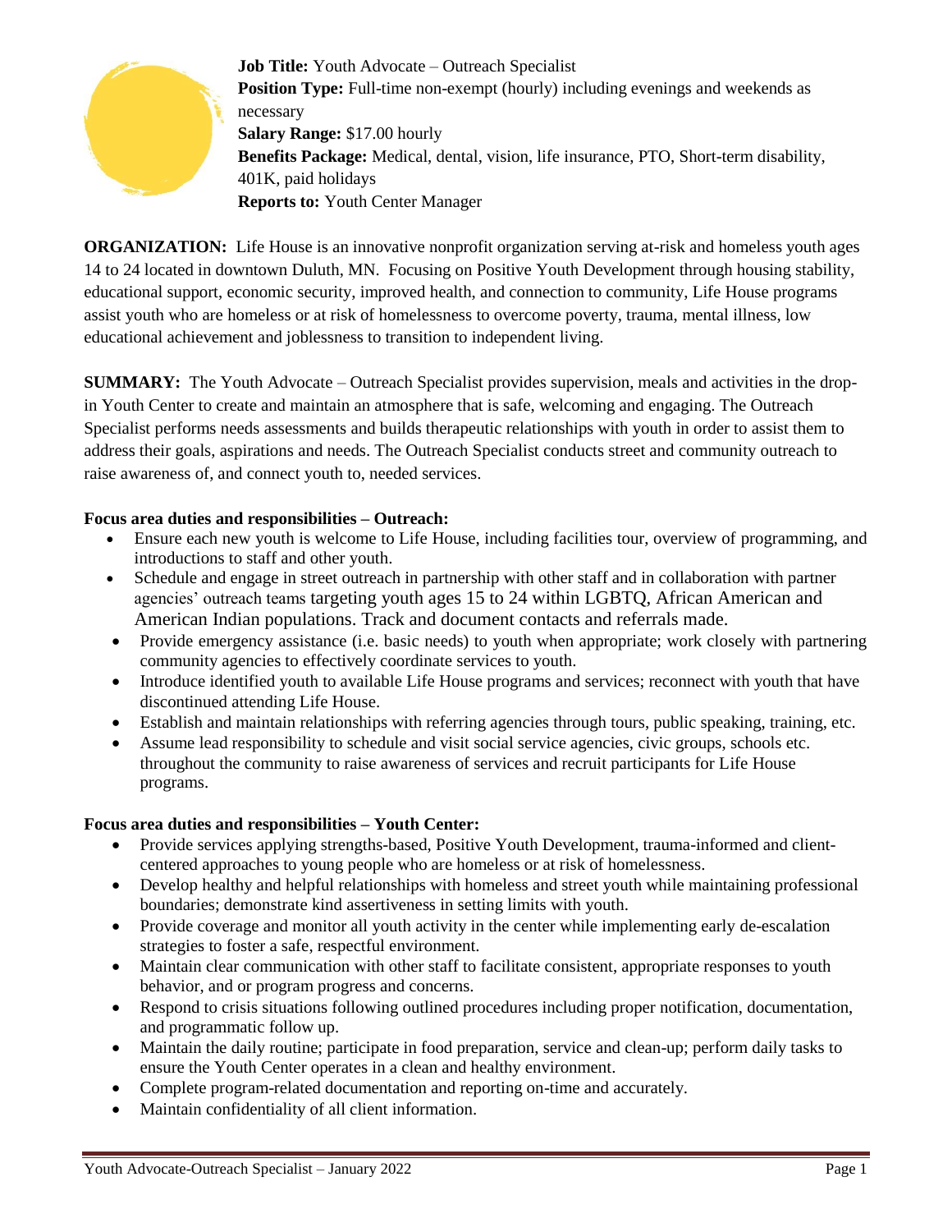**Job Title:** Youth Advocate – Outreach Specialist
**Position Type:** Full-time non-exempt (hourly) including evenings and weekends as necessary
**Salary Range:** $17.00 hourly
**Benefits Package:** Medical, dental, vision, life insurance, PTO, Short-term disability, 401K, paid holidays
**Reports to:** Youth Center Manager

**ORGANIZATION:** Life House is an innovative nonprofit organization serving at-risk and homeless youth ages 14 to 24 located in downtown Duluth, MN. Focusing on Positive Youth Development through housing stability, educational support, economic security, improved health, and connection to community, Life House programs assist youth who are homeless or at risk of homelessness to overcome poverty, trauma, mental illness, low educational achievement and joblessness to transition to independent living.

**SUMMARY:** The Youth Advocate – Outreach Specialist provides supervision, meals and activities in the drop-in Youth Center to create and maintain an atmosphere that is safe, welcoming and engaging. The Outreach Specialist performs needs assessments and builds therapeutic relationships with youth in order to assist them to address their goals, aspirations and needs. The Outreach Specialist conducts street and community outreach to raise awareness of, and connect youth to, needed services.

**Focus area duties and responsibilities – Outreach:**

- Ensure each new youth is welcome to Life House, including facilities tour, overview of programming, and introductions to staff and other youth.
- Schedule and engage in street outreach in partnership with other staff and in collaboration with partner agencies' outreach teams targeting youth ages 15 to 24 within LGBTQ, African American and American Indian populations. Track and document contacts and referrals made.
- Provide emergency assistance (i.e. basic needs) to youth when appropriate; work closely with partnering community agencies to effectively coordinate services to youth.
- Introduce identified youth to available Life House programs and services; reconnect with youth that have discontinued attending Life House.
- Establish and maintain relationships with referring agencies through tours, public speaking, training, etc.
- Assume lead responsibility to schedule and visit social service agencies, civic groups, schools etc. throughout the community to raise awareness of services and recruit participants for Life House programs.

**Focus area duties and responsibilities – Youth Center:**

- Provide services applying strengths-based, Positive Youth Development, trauma-informed and client-centered approaches to young people who are homeless or at risk of homelessness.
- Develop healthy and helpful relationships with homeless and street youth while maintaining professional boundaries; demonstrate kind assertiveness in setting limits with youth.
- Provide coverage and monitor all youth activity in the center while implementing early de-escalation strategies to foster a safe, respectful environment.
- Maintain clear communication with other staff to facilitate consistent, appropriate responses to youth behavior, and or program progress and concerns.
- Respond to crisis situations following outlined procedures including proper notification, documentation, and programmatic follow up.
- Maintain the daily routine; participate in food preparation, service and clean-up; perform daily tasks to ensure the Youth Center operates in a clean and healthy environment.
- Complete program-related documentation and reporting on-time and accurately.
- Maintain confidentiality of all client information.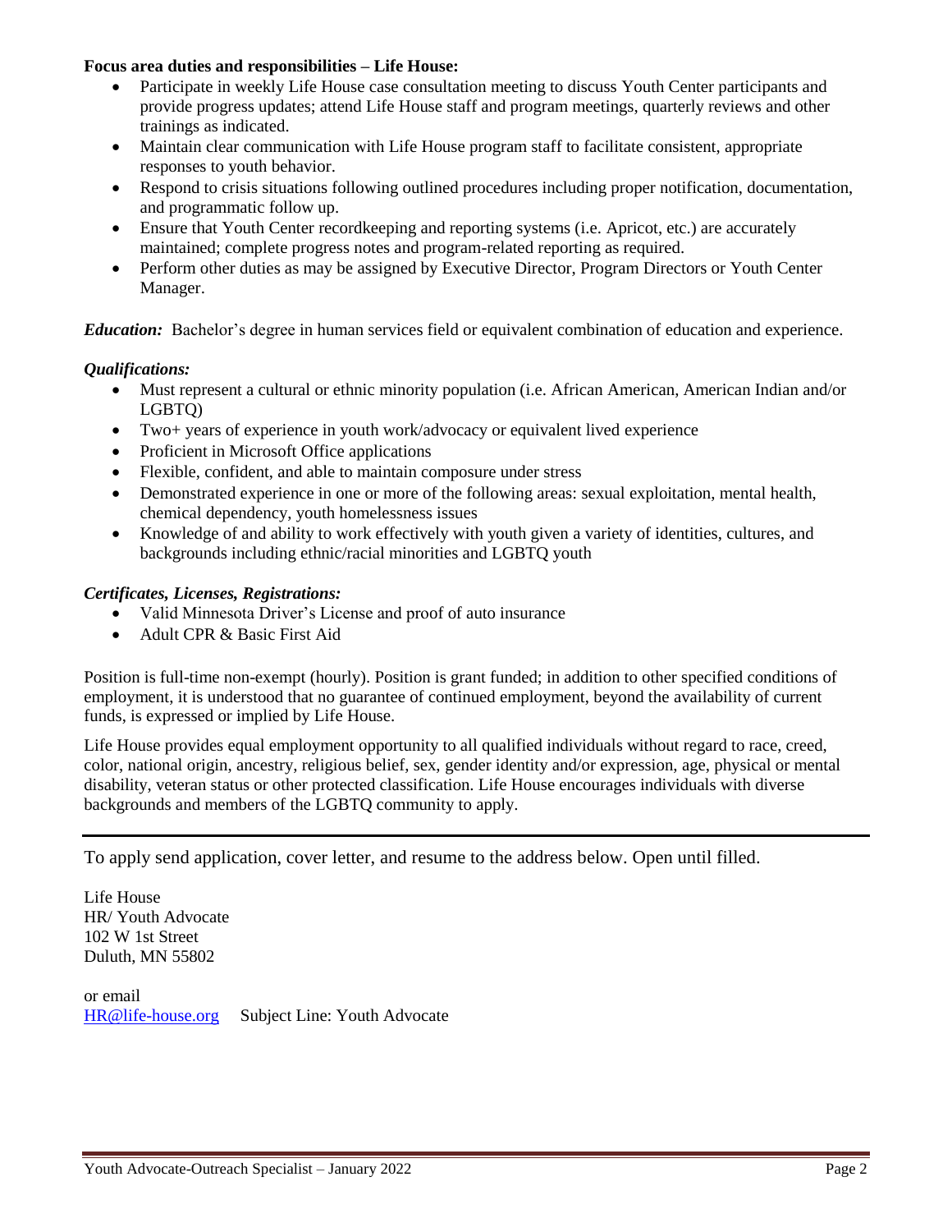**Focus area duties and responsibilities – Life House:**

- Participate in weekly Life House case consultation meeting to discuss Youth Center participants and provide progress updates; attend Life House staff and program meetings, quarterly reviews and other trainings as indicated.
- Maintain clear communication with Life House program staff to facilitate consistent, appropriate responses to youth behavior.
- Respond to crisis situations following outlined procedures including proper notification, documentation, and programmatic follow up.
- Ensure that Youth Center recordkeeping and reporting systems (i.e. Apricot, etc.) are accurately maintained; complete progress notes and program-related reporting as required.
- Perform other duties as may be assigned by Executive Director, Program Directors or Youth Center Manager.

***Education:*** Bachelor's degree in human services field or equivalent combination of education and experience.

***Qualifications:***

- Must represent a cultural or ethnic minority population (i.e. African American, American Indian and/or LGBTQ)
- Two+ years of experience in youth work/advocacy or equivalent lived experience
- Proficient in Microsoft Office applications
- Flexible, confident, and able to maintain composure under stress
- Demonstrated experience in one or more of the following areas: sexual exploitation, mental health, chemical dependency, youth homelessness issues
- Knowledge of and ability to work effectively with youth given a variety of identities, cultures, and backgrounds including ethnic/racial minorities and LGBTQ youth

***Certificates, Licenses, Registrations:***

- Valid Minnesota Driver's License and proof of auto insurance
- Adult CPR & Basic First Aid

Position is full-time non-exempt (hourly). Position is grant funded; in addition to other specified conditions of employment, it is understood that no guarantee of continued employment, beyond the availability of current funds, is expressed or implied by Life House.

Life House provides equal employment opportunity to all qualified individuals without regard to race, creed, color, national origin, ancestry, religious belief, sex, gender identity and/or expression, age, physical or mental disability, veteran status or other protected classification. Life House encourages individuals with diverse backgrounds and members of the LGBTQ community to apply.

---

To apply send application, cover letter, and resume to the address below. Open until filled.

Life House
HR/ Youth Advocate
102 W 1st Street
Duluth, MN 55802

or email
HR@life-house.org Subject Line: Youth Advocate